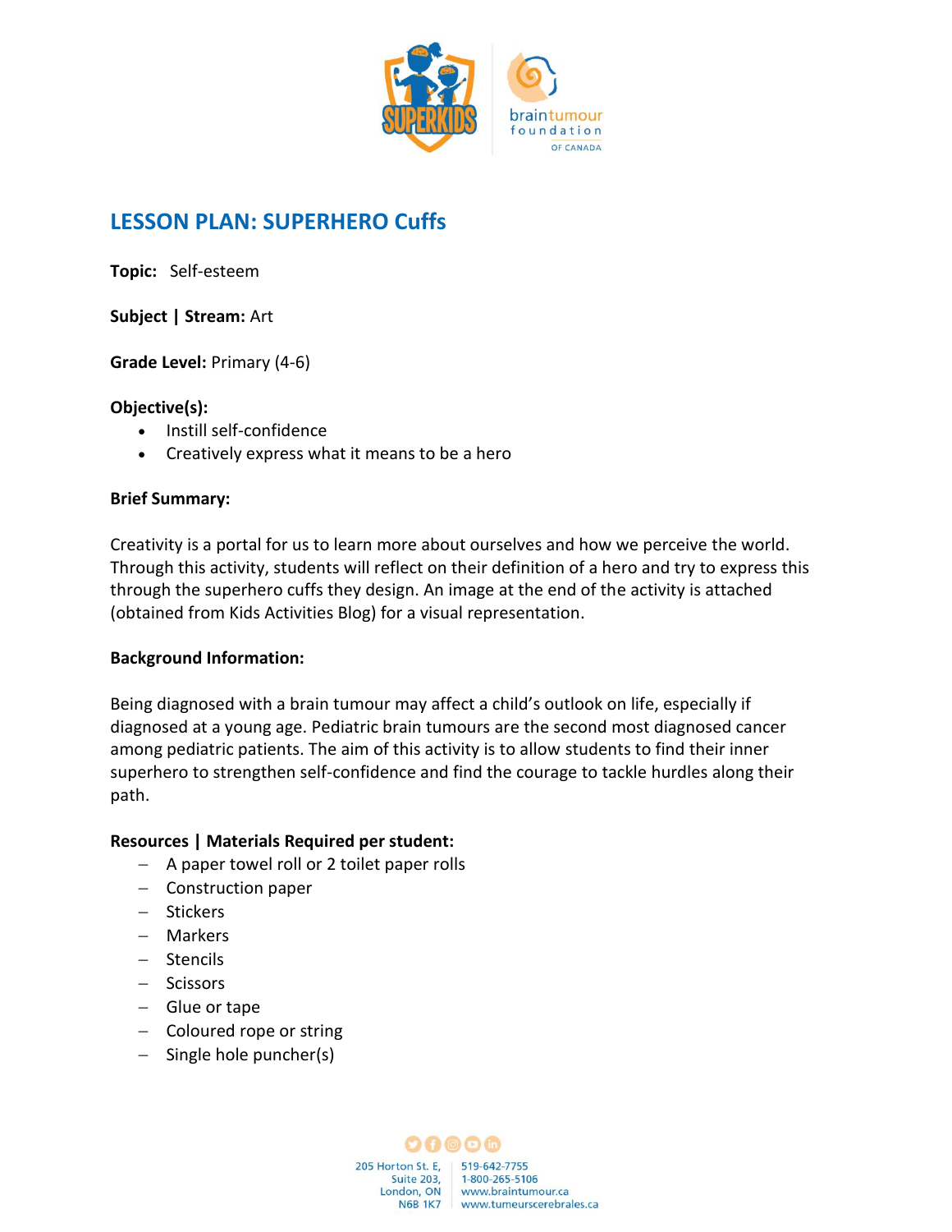## LESSON PLAN: SUPERHERO Cuffs

**Topic:** Self-esteem

**Subject | Stream:** Art

**Grade Level:** Primary (4-6)

**Objective(s):**

- Instill self-confidence
- Creatively express what it means to be a hero

**Brief Summary:**

Creativity is a portal for us to learn more about ourselves and how we perceive the world. Through this activity, students will reflect on their definition of a hero and try to express this through the superhero cuffs they design. An image at the end of the activity is attached (obtained from Kids Activities Blog) for a visual representation.

**Background Information:**

Being diagnosed with a brain tumour may affect a child's outlook on life, especially if diagnosed at a young age. Pediatric brain tumours are the second most diagnosed cancer among pediatric patients. The aim of this activity is to allow students to find their inner superhero to strengthen self-confidence and find the courage to tackle hurdles along their path.

**Resources | Materials Required per student:**

- A paper towel roll or 2 toilet paper rolls
- Construction paper
- Stickers
- Markers
- Stencils
- Scissors
- Glue or tape
- Coloured rope or string
- Single hole puncher(s)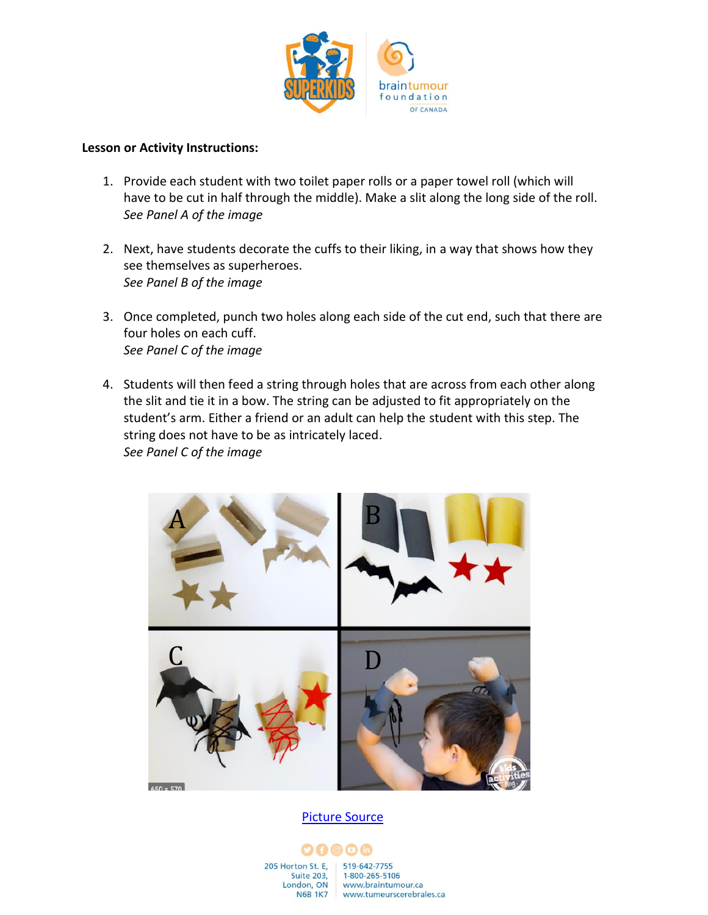**Lesson or Activity Instructions:**

1. Provide each student with two toilet paper rolls or a paper towel roll (which will have to be cut in half through the middle). Make a slit along the long side of the roll.
   *See Panel A of the image*

2. Next, have students decorate the cuffs to their liking, in a way that shows how they see themselves as superheroes.
   *See Panel B of the image*

3. Once completed, punch two holes along each side of the cut end, such that there are four holes on each cuff.
   *See Panel C of the image*

4. Students will then feed a string through holes that are across from each other along the slit and tie it in a bow. The string can be adjusted to fit appropriately on the student's arm. Either a friend or an adult can help the student with this step. The string does not have to be as intricately laced.
   *See Panel C of the image*

Picture Source